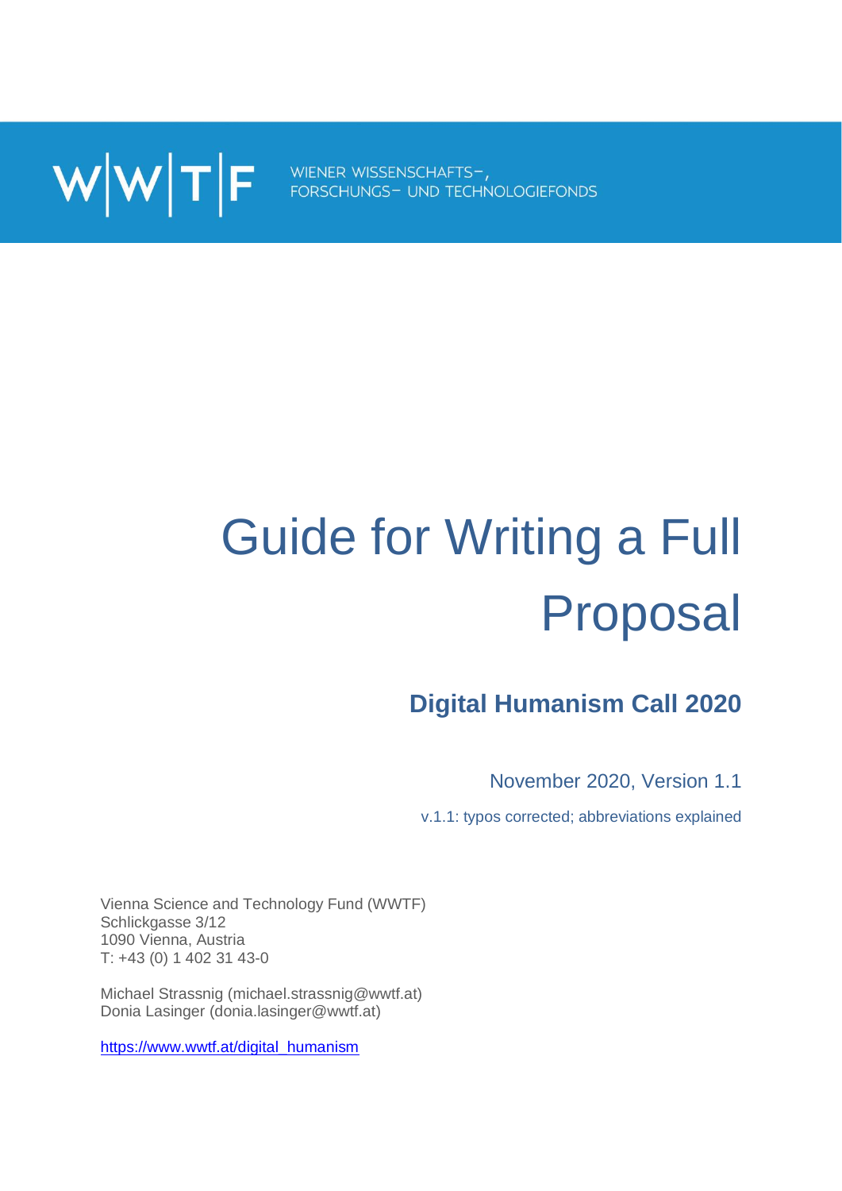W|W|T|F WIENER WISSENSCHAFTS-, FORSCHUNGS- UND TECHNOLOGIEFONDS

# Guide for Writing a Full Proposal

## Digital Humanism Call 2020

November 2020, Version 1.1

v.1.1: typos corrected; abbreviations explained

Vienna Science and Technology Fund (WWTF)
Schlickgasse 3/12
1090 Vienna, Austria
T: +43 (0) 1 402 31 43-0

Michael Strassnig (michael.strassnig@wwtf.at)
Donia Lasinger (donia.lasinger@wwtf.at)

https://www.wwtf.at/digital_humanism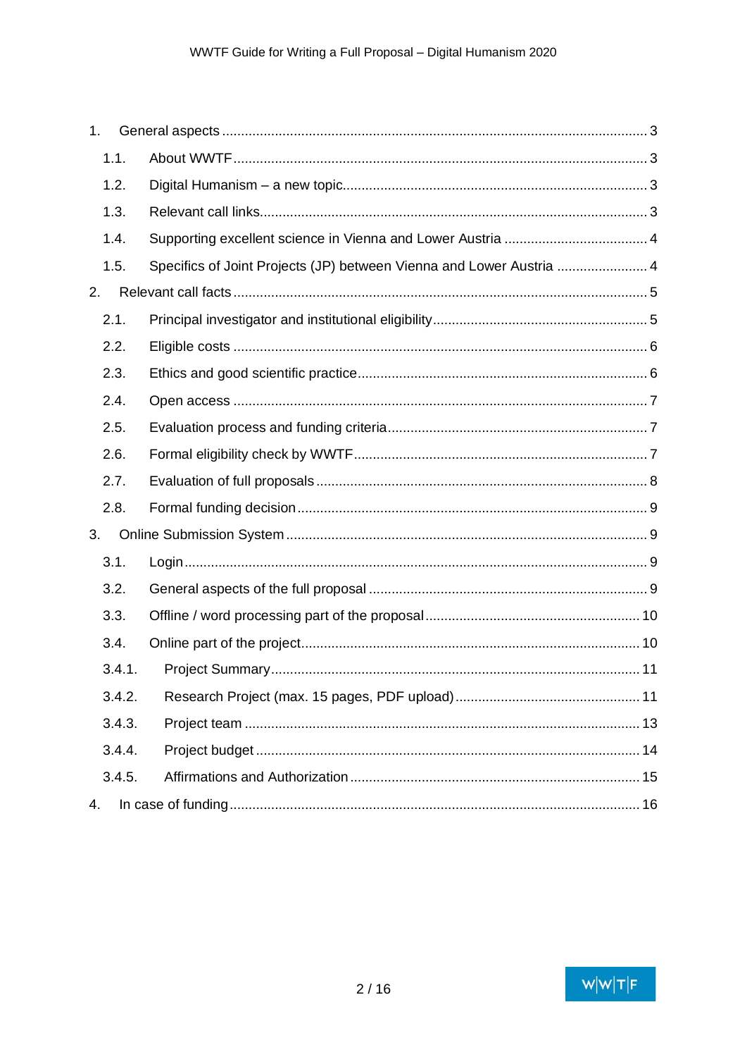1. General aspects ... 3
   - 1.1. About WWTF ... 3
   - 1.2. Digital Humanism – a new topic ... 3
   - 1.3. Relevant call links ... 3
   - 1.4. Supporting excellent science in Vienna and Lower Austria ... 4
   - 1.5. Specifics of Joint Projects (JP) between Vienna and Lower Austria ... 4
2. Relevant call facts ... 5
   - 2.1. Principal investigator and institutional eligibility ... 5
   - 2.2. Eligible costs ... 6
   - 2.3. Ethics and good scientific practice ... 6
   - 2.4. Open access ... 7
   - 2.5. Evaluation process and funding criteria ... 7
   - 2.6. Formal eligibility check by WWTF ... 7
   - 2.7. Evaluation of full proposals ... 8
   - 2.8. Formal funding decision ... 9
3. Online Submission System ... 9
   - 3.1. Login ... 9
   - 3.2. General aspects of the full proposal ... 9
   - 3.3. Offline / word processing part of the proposal ... 10
   - 3.4. Online part of the project ... 10
   - 3.4.1. Project Summary ... 11
   - 3.4.2. Research Project (max. 15 pages, PDF upload) ... 11
   - 3.4.3. Project team ... 13
   - 3.4.4. Project budget ... 14
   - 3.4.5. Affirmations and Authorization ... 15
4. In case of funding ... 16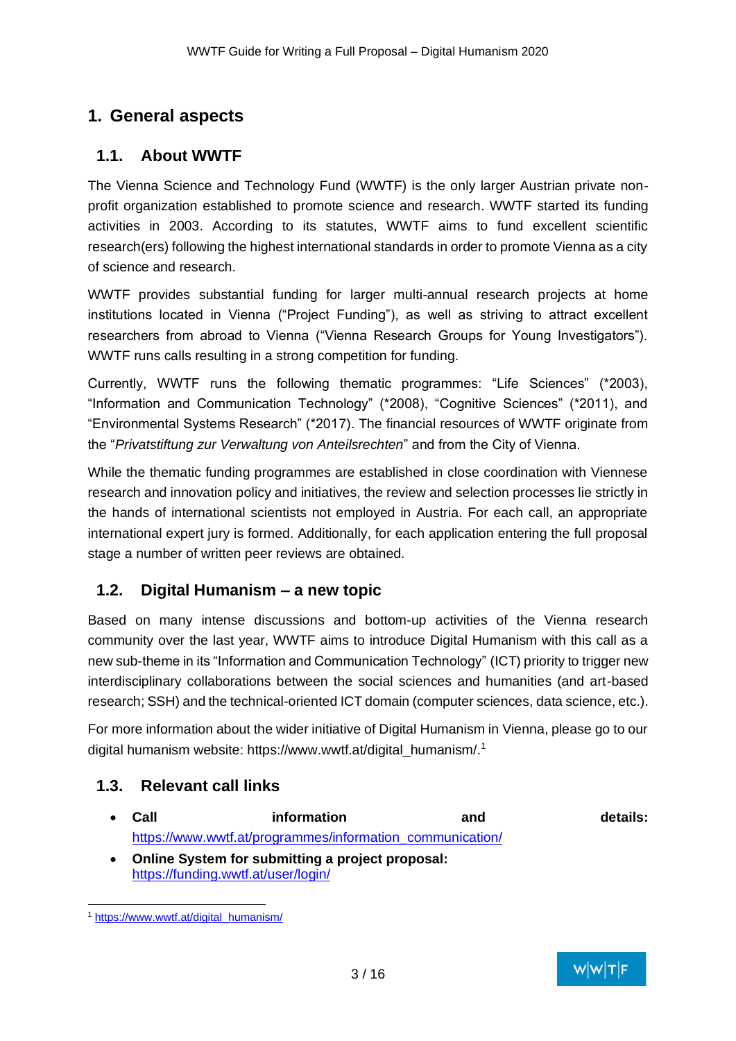## 1. General aspects

### 1.1. About WWTF

The Vienna Science and Technology Fund (WWTF) is the only larger Austrian private non-profit organization established to promote science and research. WWTF started its funding activities in 2003. According to its statutes, WWTF aims to fund excellent scientific research(ers) following the highest international standards in order to promote Vienna as a city of science and research.

WWTF provides substantial funding for larger multi-annual research projects at home institutions located in Vienna ("Project Funding"), as well as striving to attract excellent researchers from abroad to Vienna ("Vienna Research Groups for Young Investigators"). WWTF runs calls resulting in a strong competition for funding.

Currently, WWTF runs the following thematic programmes: "Life Sciences" (*2003), "Information and Communication Technology" (*2008), "Cognitive Sciences" (*2011), and "Environmental Systems Research" (*2017). The financial resources of WWTF originate from the "*Privatstiftung zur Verwaltung von Anteilsrechten*" and from the City of Vienna.

While the thematic funding programmes are established in close coordination with Viennese research and innovation policy and initiatives, the review and selection processes lie strictly in the hands of international scientists not employed in Austria. For each call, an appropriate international expert jury is formed. Additionally, for each application entering the full proposal stage a number of written peer reviews are obtained.

### 1.2. Digital Humanism – a new topic

Based on many intense discussions and bottom-up activities of the Vienna research community over the last year, WWTF aims to introduce Digital Humanism with this call as a new sub-theme in its "Information and Communication Technology" (ICT) priority to trigger new interdisciplinary collaborations between the social sciences and humanities (and art-based research; SSH) and the technical-oriented ICT domain (computer sciences, data science, etc.).

For more information about the wider initiative of Digital Humanism in Vienna, please go to our digital humanism website: https://www.wwtf.at/digital_humanism/.[1]

### 1.3. Relevant call links

- **Call information and details:** https://www.wwtf.at/programmes/information_communication/
- **Online System for submitting a project proposal:** https://funding.wwtf.at/user/login/

[1] https://www.wwtf.at/digital_humanism/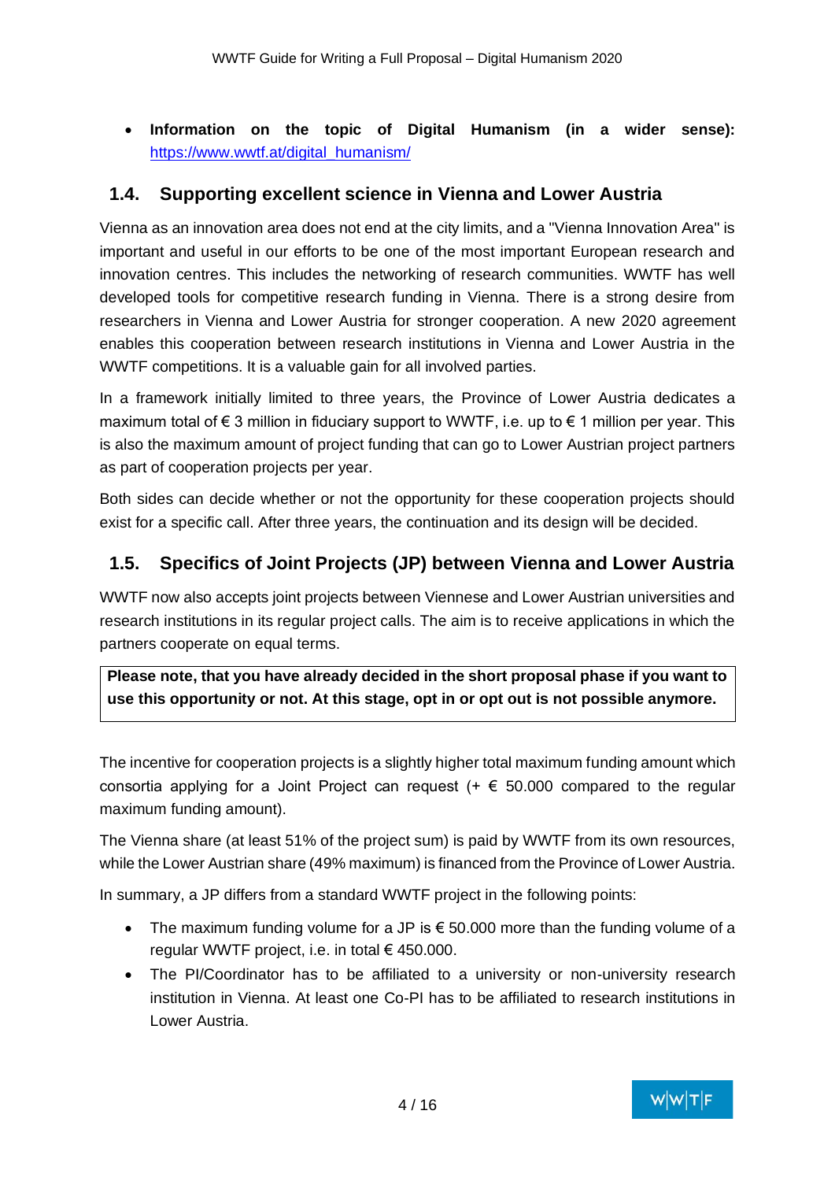- **Information on the topic of Digital Humanism (in a wider sense):** https://www.wwtf.at/digital_humanism/

## 1.4. Supporting excellent science in Vienna and Lower Austria

Vienna as an innovation area does not end at the city limits, and a "Vienna Innovation Area" is important and useful in our efforts to be one of the most important European research and innovation centres. This includes the networking of research communities. WWTF has well developed tools for competitive research funding in Vienna. There is a strong desire from researchers in Vienna and Lower Austria for stronger cooperation. A new 2020 agreement enables this cooperation between research institutions in Vienna and Lower Austria in the WWTF competitions. It is a valuable gain for all involved parties.

In a framework initially limited to three years, the Province of Lower Austria dedicates a maximum total of € 3 million in fiduciary support to WWTF, i.e. up to € 1 million per year. This is also the maximum amount of project funding that can go to Lower Austrian project partners as part of cooperation projects per year.

Both sides can decide whether or not the opportunity for these cooperation projects should exist for a specific call. After three years, the continuation and its design will be decided.

## 1.5. Specifics of Joint Projects (JP) between Vienna and Lower Austria

WWTF now also accepts joint projects between Viennese and Lower Austrian universities and research institutions in its regular project calls. The aim is to receive applications in which the partners cooperate on equal terms.

**Please note, that you have already decided in the short proposal phase if you want to use this opportunity or not. At this stage, opt in or opt out is not possible anymore.**

The incentive for cooperation projects is a slightly higher total maximum funding amount which consortia applying for a Joint Project can request (+ € 50.000 compared to the regular maximum funding amount).

The Vienna share (at least 51% of the project sum) is paid by WWTF from its own resources, while the Lower Austrian share (49% maximum) is financed from the Province of Lower Austria.

In summary, a JP differs from a standard WWTF project in the following points:

- The maximum funding volume for a JP is € 50.000 more than the funding volume of a regular WWTF project, i.e. in total € 450.000.
- The PI/Coordinator has to be affiliated to a university or non-university research institution in Vienna. At least one Co-PI has to be affiliated to research institutions in Lower Austria.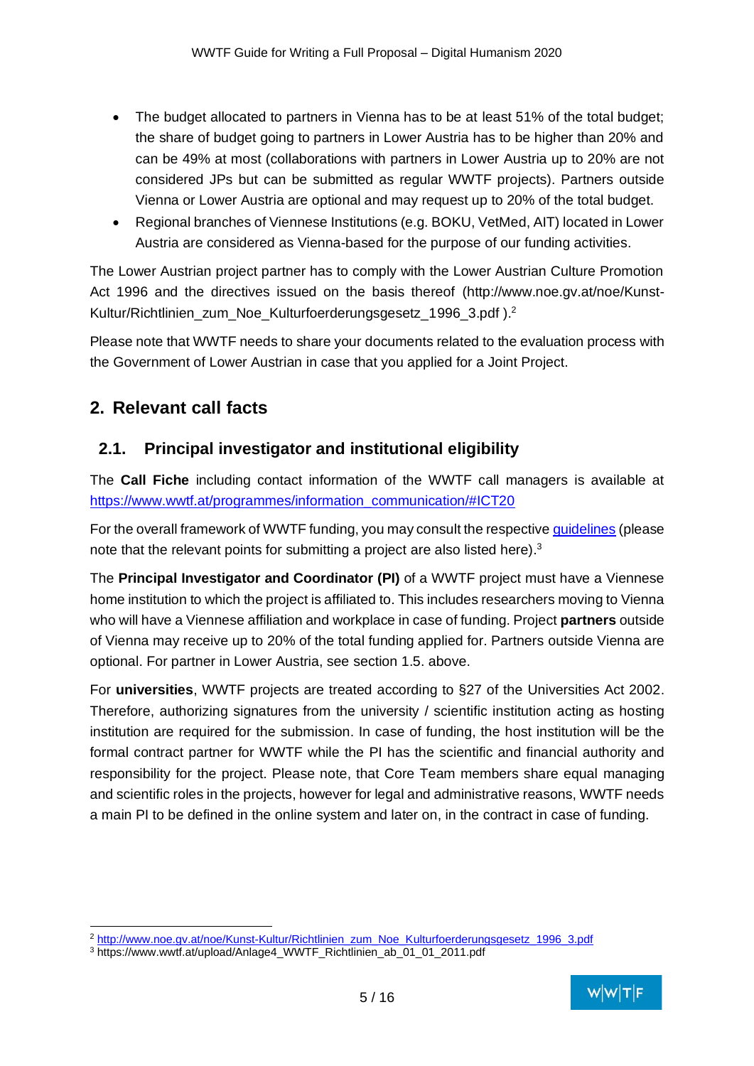- The budget allocated to partners in Vienna has to be at least 51% of the total budget; the share of budget going to partners in Lower Austria has to be higher than 20% and can be 49% at most (collaborations with partners in Lower Austria up to 20% are not considered JPs but can be submitted as regular WWTF projects). Partners outside Vienna or Lower Austria are optional and may request up to 20% of the total budget.
- Regional branches of Viennese Institutions (e.g. BOKU, VetMed, AIT) located in Lower Austria are considered as Vienna-based for the purpose of our funding activities.

The Lower Austrian project partner has to comply with the Lower Austrian Culture Promotion Act 1996 and the directives issued on the basis thereof (http://www.noe.gv.at/noe/Kunst-Kultur/Richtlinien_zum_Noe_Kulturfoerderungsgesetz_1996_3.pdf ).[2]

Please note that WWTF needs to share your documents related to the evaluation process with the Government of Lower Austrian in case that you applied for a Joint Project.

## 2. Relevant call facts

### 2.1. Principal investigator and institutional eligibility

The **Call Fiche** including contact information of the WWTF call managers is available at https://www.wwtf.at/programmes/information_communication/#ICT20

For the overall framework of WWTF funding, you may consult the respective guidelines (please note that the relevant points for submitting a project are also listed here).[3]

The **Principal Investigator and Coordinator (PI)** of a WWTF project must have a Viennese home institution to which the project is affiliated to. This includes researchers moving to Vienna who will have a Viennese affiliation and workplace in case of funding. Project **partners** outside of Vienna may receive up to 20% of the total funding applied for. Partners outside Vienna are optional. For partner in Lower Austria, see section 1.5. above.

For **universities**, WWTF projects are treated according to §27 of the Universities Act 2002. Therefore, authorizing signatures from the university / scientific institution acting as hosting institution are required for the submission. In case of funding, the host institution will be the formal contract partner for WWTF while the PI has the scientific and financial authority and responsibility for the project. Please note, that Core Team members share equal managing and scientific roles in the projects, however for legal and administrative reasons, WWTF needs a main PI to be defined in the online system and later on, in the contract in case of funding.

---

[2] http://www.noe.gv.at/noe/Kunst-Kultur/Richtlinien_zum_Noe_Kulturfoerderungsgesetz_1996_3.pdf

[3] https://www.wwtf.at/upload/Anlage4_WWTF_Richtlinien_ab_01_01_2011.pdf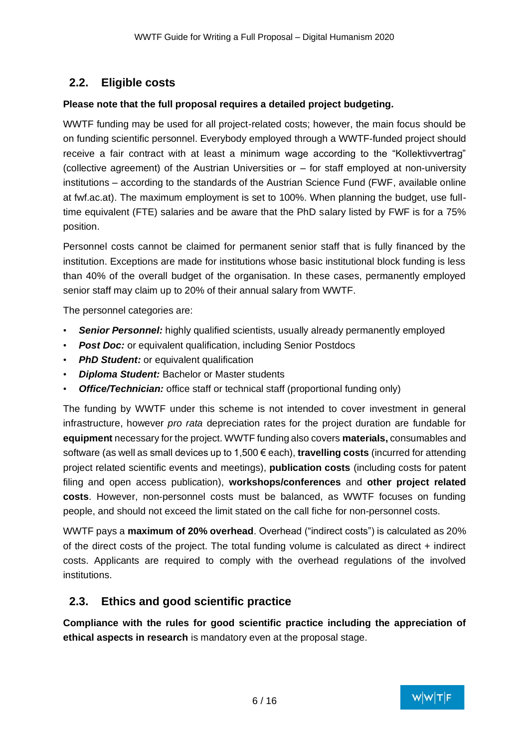## 2.2. Eligible costs

**Please note that the full proposal requires a detailed project budgeting.**

WWTF funding may be used for all project-related costs; however, the main focus should be on funding scientific personnel. Everybody employed through a WWTF-funded project should receive a fair contract with at least a minimum wage according to the "Kollektivvertrag" (collective agreement) of the Austrian Universities or – for staff employed at non-university institutions – according to the standards of the Austrian Science Fund (FWF, available online at fwf.ac.at). The maximum employment is set to 100%. When planning the budget, use full-time equivalent (FTE) salaries and be aware that the PhD salary listed by FWF is for a 75% position.

Personnel costs cannot be claimed for permanent senior staff that is fully financed by the institution. Exceptions are made for institutions whose basic institutional block funding is less than 40% of the overall budget of the organisation. In these cases, permanently employed senior staff may claim up to 20% of their annual salary from WWTF.

The personnel categories are:

- ***Senior Personnel:*** highly qualified scientists, usually already permanently employed
- ***Post Doc:*** or equivalent qualification, including Senior Postdocs
- ***PhD Student:*** or equivalent qualification
- ***Diploma Student:*** Bachelor or Master students
- ***Office/Technician:*** office staff or technical staff (proportional funding only)

The funding by WWTF under this scheme is not intended to cover investment in general infrastructure, however *pro rata* depreciation rates for the project duration are fundable for **equipment** necessary for the project. WWTF funding also covers **materials,** consumables and software (as well as small devices up to 1,500 € each), **travelling costs** (incurred for attending project related scientific events and meetings), **publication costs** (including costs for patent filing and open access publication), **workshops/conferences** and **other project related costs**. However, non-personnel costs must be balanced, as WWTF focuses on funding people, and should not exceed the limit stated on the call fiche for non-personnel costs.

WWTF pays a **maximum of 20% overhead**. Overhead ("indirect costs") is calculated as 20% of the direct costs of the project. The total funding volume is calculated as direct + indirect costs. Applicants are required to comply with the overhead regulations of the involved institutions.

## 2.3. Ethics and good scientific practice

**Compliance with the rules for good scientific practice including the appreciation of ethical aspects in research** is mandatory even at the proposal stage.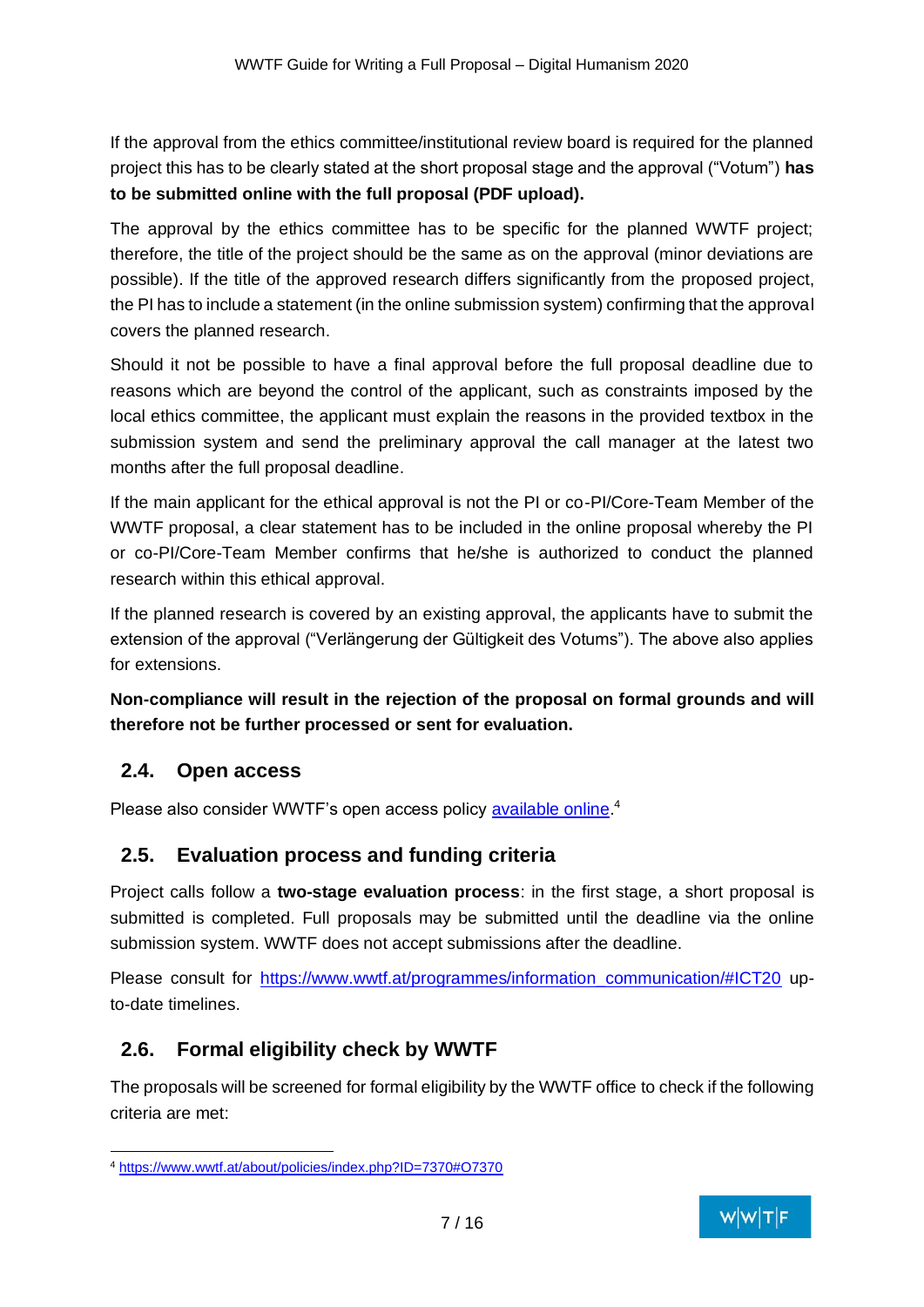If the approval from the ethics committee/institutional review board is required for the planned project this has to be clearly stated at the short proposal stage and the approval ("Votum") **has to be submitted online with the full proposal (PDF upload).**

The approval by the ethics committee has to be specific for the planned WWTF project; therefore, the title of the project should be the same as on the approval (minor deviations are possible). If the title of the approved research differs significantly from the proposed project, the PI has to include a statement (in the online submission system) confirming that the approval covers the planned research.

Should it not be possible to have a final approval before the full proposal deadline due to reasons which are beyond the control of the applicant, such as constraints imposed by the local ethics committee, the applicant must explain the reasons in the provided textbox in the submission system and send the preliminary approval the call manager at the latest two months after the full proposal deadline.

If the main applicant for the ethical approval is not the PI or co-PI/Core-Team Member of the WWTF proposal, a clear statement has to be included in the online proposal whereby the PI or co-PI/Core-Team Member confirms that he/she is authorized to conduct the planned research within this ethical approval.

If the planned research is covered by an existing approval, the applicants have to submit the extension of the approval ("Verlängerung der Gültigkeit des Votums"). The above also applies for extensions.

**Non-compliance will result in the rejection of the proposal on formal grounds and will therefore not be further processed or sent for evaluation.**

## 2.4. Open access

Please also consider WWTF's open access policy [available online](https://www.wwtf.at/about/policies/index.php?ID=7370#O7370).[4]

## 2.5. Evaluation process and funding criteria

Project calls follow a **two-stage evaluation process**: in the first stage, a short proposal is submitted is completed. Full proposals may be submitted until the deadline via the online submission system. WWTF does not accept submissions after the deadline.

Please consult for https://www.wwtf.at/programmes/information_communication/#ICT20 up-to-date timelines.

## 2.6. Formal eligibility check by WWTF

The proposals will be screened for formal eligibility by the WWTF office to check if the following criteria are met:

[4] https://www.wwtf.at/about/policies/index.php?ID=7370#O7370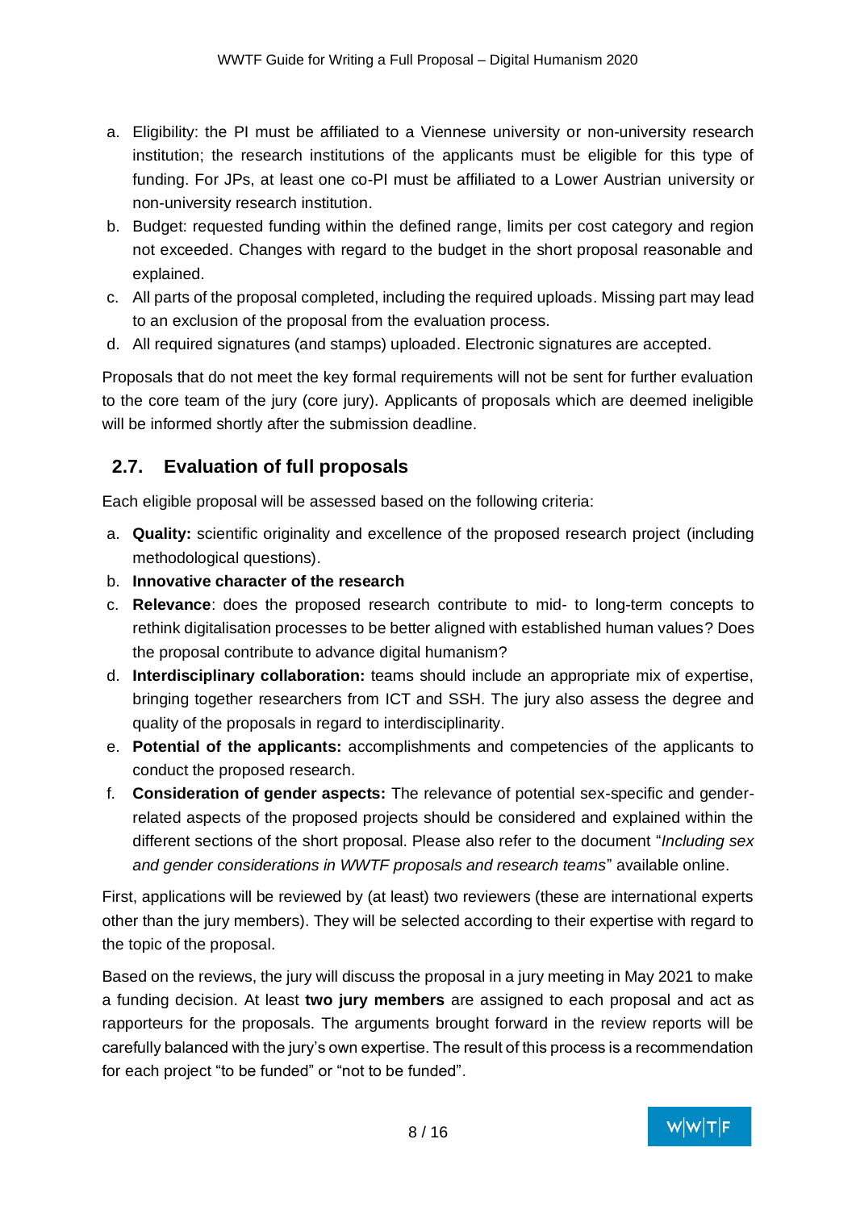a. Eligibility: the PI must be affiliated to a Viennese university or non-university research institution; the research institutions of the applicants must be eligible for this type of funding. For JPs, at least one co-PI must be affiliated to a Lower Austrian university or non-university research institution.
b. Budget: requested funding within the defined range, limits per cost category and region not exceeded. Changes with regard to the budget in the short proposal reasonable and explained.
c. All parts of the proposal completed, including the required uploads. Missing part may lead to an exclusion of the proposal from the evaluation process.
d. All required signatures (and stamps) uploaded. Electronic signatures are accepted.

Proposals that do not meet the key formal requirements will not be sent for further evaluation to the core team of the jury (core jury). Applicants of proposals which are deemed ineligible will be informed shortly after the submission deadline.

## 2.7. Evaluation of full proposals

Each eligible proposal will be assessed based on the following criteria:

a. **Quality:** scientific originality and excellence of the proposed research project (including methodological questions).
b. **Innovative character of the research**
c. **Relevance**: does the proposed research contribute to mid- to long-term concepts to rethink digitalisation processes to be better aligned with established human values? Does the proposal contribute to advance digital humanism?
d. **Interdisciplinary collaboration:** teams should include an appropriate mix of expertise, bringing together researchers from ICT and SSH. The jury also assess the degree and quality of the proposals in regard to interdisciplinarity.
e. **Potential of the applicants:** accomplishments and competencies of the applicants to conduct the proposed research.
f. **Consideration of gender aspects:** The relevance of potential sex-specific and gender-related aspects of the proposed projects should be considered and explained within the different sections of the short proposal. Please also refer to the document "*Including sex and gender considerations in WWTF proposals and research teams*" available online.

First, applications will be reviewed by (at least) two reviewers (these are international experts other than the jury members). They will be selected according to their expertise with regard to the topic of the proposal.

Based on the reviews, the jury will discuss the proposal in a jury meeting in May 2021 to make a funding decision. At least **two jury members** are assigned to each proposal and act as rapporteurs for the proposals. The arguments brought forward in the review reports will be carefully balanced with the jury's own expertise. The result of this process is a recommendation for each project "to be funded" or "not to be funded".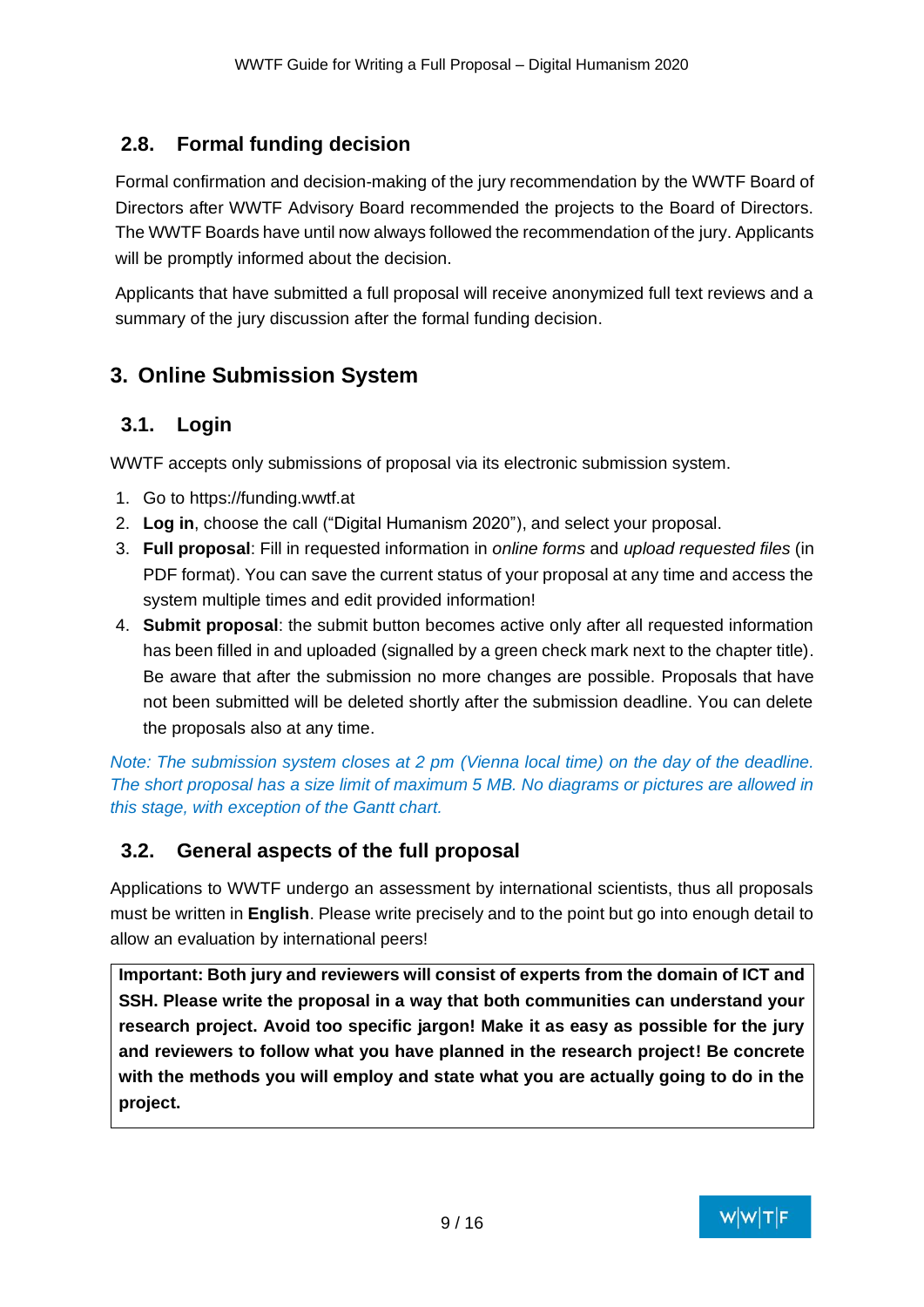### 2.8. Formal funding decision

Formal confirmation and decision-making of the jury recommendation by the WWTF Board of Directors after WWTF Advisory Board recommended the projects to the Board of Directors. The WWTF Boards have until now always followed the recommendation of the jury. Applicants will be promptly informed about the decision.

Applicants that have submitted a full proposal will receive anonymized full text reviews and a summary of the jury discussion after the formal funding decision.

## 3. Online Submission System

### 3.1. Login

WWTF accepts only submissions of proposal via its electronic submission system.

1. Go to https://funding.wwtf.at
2. **Log in**, choose the call ("Digital Humanism 2020"), and select your proposal.
3. **Full proposal**: Fill in requested information in *online forms* and *upload requested files* (in PDF format). You can save the current status of your proposal at any time and access the system multiple times and edit provided information!
4. **Submit proposal**: the submit button becomes active only after all requested information has been filled in and uploaded (signalled by a green check mark next to the chapter title). Be aware that after the submission no more changes are possible. Proposals that have not been submitted will be deleted shortly after the submission deadline. You can delete the proposals also at any time.

*Note: The submission system closes at 2 pm (Vienna local time) on the day of the deadline. The short proposal has a size limit of maximum 5 MB. No diagrams or pictures are allowed in this stage, with exception of the Gantt chart.*

### 3.2. General aspects of the full proposal

Applications to WWTF undergo an assessment by international scientists, thus all proposals must be written in **English**. Please write precisely and to the point but go into enough detail to allow an evaluation by international peers!

**Important: Both jury and reviewers will consist of experts from the domain of ICT and SSH. Please write the proposal in a way that both communities can understand your research project. Avoid too specific jargon! Make it as easy as possible for the jury and reviewers to follow what you have planned in the research project! Be concrete with the methods you will employ and state what you are actually going to do in the project.**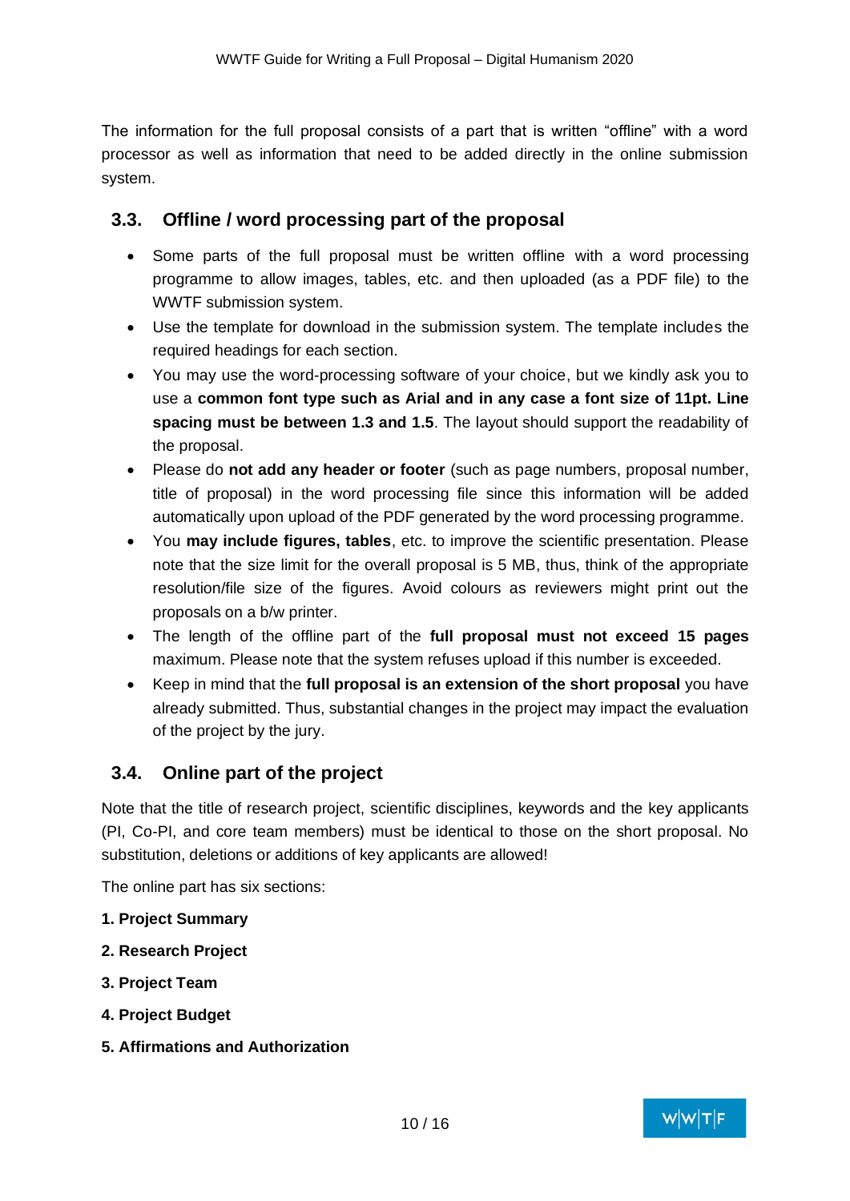The information for the full proposal consists of a part that is written "offline" with a word processor as well as information that need to be added directly in the online submission system.

## 3.3. Offline / word processing part of the proposal

- Some parts of the full proposal must be written offline with a word processing programme to allow images, tables, etc. and then uploaded (as a PDF file) to the WWTF submission system.
- Use the template for download in the submission system. The template includes the required headings for each section.
- You may use the word-processing software of your choice, but we kindly ask you to use a **common font type such as Arial and in any case a font size of 11pt. Line spacing must be between 1.3 and 1.5**. The layout should support the readability of the proposal.
- Please do **not add any header or footer** (such as page numbers, proposal number, title of proposal) in the word processing file since this information will be added automatically upon upload of the PDF generated by the word processing programme.
- You **may include figures, tables**, etc. to improve the scientific presentation. Please note that the size limit for the overall proposal is 5 MB, thus, think of the appropriate resolution/file size of the figures. Avoid colours as reviewers might print out the proposals on a b/w printer.
- The length of the offline part of the **full proposal must not exceed 15 pages** maximum. Please note that the system refuses upload if this number is exceeded.
- Keep in mind that the **full proposal is an extension of the short proposal** you have already submitted. Thus, substantial changes in the project may impact the evaluation of the project by the jury.

## 3.4. Online part of the project

Note that the title of research project, scientific disciplines, keywords and the key applicants (PI, Co-PI, and core team members) must be identical to those on the short proposal. No substitution, deletions or additions of key applicants are allowed!

The online part has six sections:

**1. Project Summary**

**2. Research Project**

**3. Project Team**

**4. Project Budget**

**5. Affirmations and Authorization**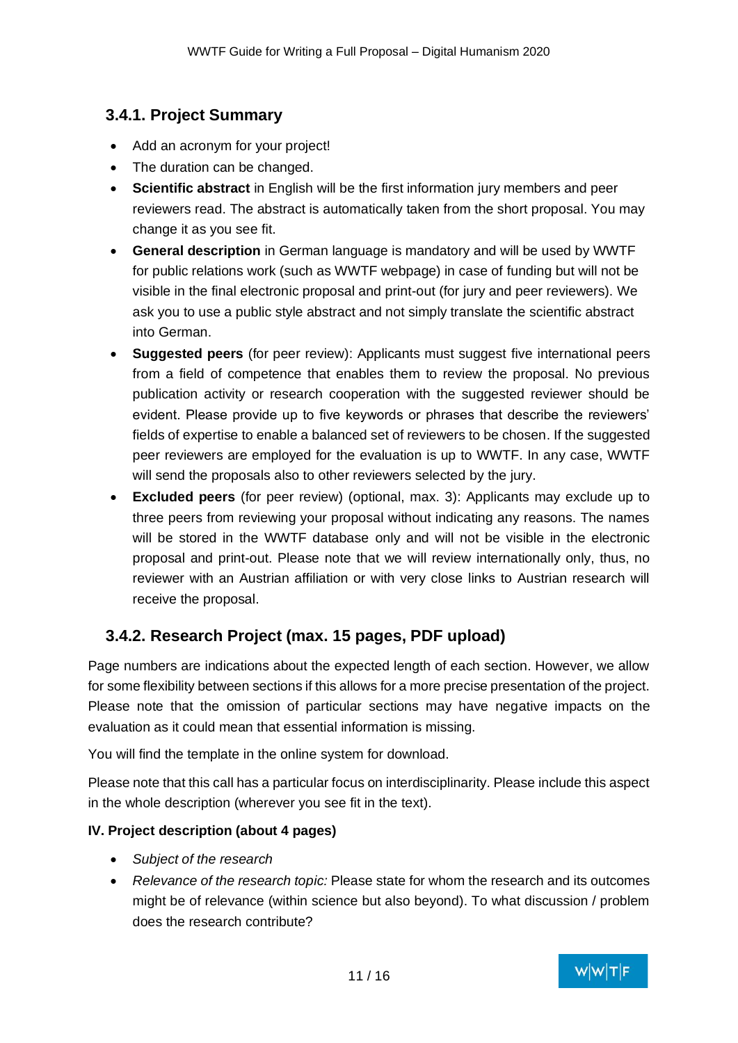### 3.4.1. Project Summary

- Add an acronym for your project!
- The duration can be changed.
- **Scientific abstract** in English will be the first information jury members and peer reviewers read. The abstract is automatically taken from the short proposal. You may change it as you see fit.
- **General description** in German language is mandatory and will be used by WWTF for public relations work (such as WWTF webpage) in case of funding but will not be visible in the final electronic proposal and print-out (for jury and peer reviewers). We ask you to use a public style abstract and not simply translate the scientific abstract into German.
- **Suggested peers** (for peer review): Applicants must suggest five international peers from a field of competence that enables them to review the proposal. No previous publication activity or research cooperation with the suggested reviewer should be evident. Please provide up to five keywords or phrases that describe the reviewers' fields of expertise to enable a balanced set of reviewers to be chosen. If the suggested peer reviewers are employed for the evaluation is up to WWTF. In any case, WWTF will send the proposals also to other reviewers selected by the jury.
- **Excluded peers** (for peer review) (optional, max. 3): Applicants may exclude up to three peers from reviewing your proposal without indicating any reasons. The names will be stored in the WWTF database only and will not be visible in the electronic proposal and print-out. Please note that we will review internationally only, thus, no reviewer with an Austrian affiliation or with very close links to Austrian research will receive the proposal.

### 3.4.2. Research Project (max. 15 pages, PDF upload)

Page numbers are indications about the expected length of each section. However, we allow for some flexibility between sections if this allows for a more precise presentation of the project. Please note that the omission of particular sections may have negative impacts on the evaluation as it could mean that essential information is missing.

You will find the template in the online system for download.

Please note that this call has a particular focus on interdisciplinarity. Please include this aspect in the whole description (wherever you see fit in the text).

**IV. Project description (about 4 pages)**

- *Subject of the research*
- *Relevance of the research topic:* Please state for whom the research and its outcomes might be of relevance (within science but also beyond). To what discussion / problem does the research contribute?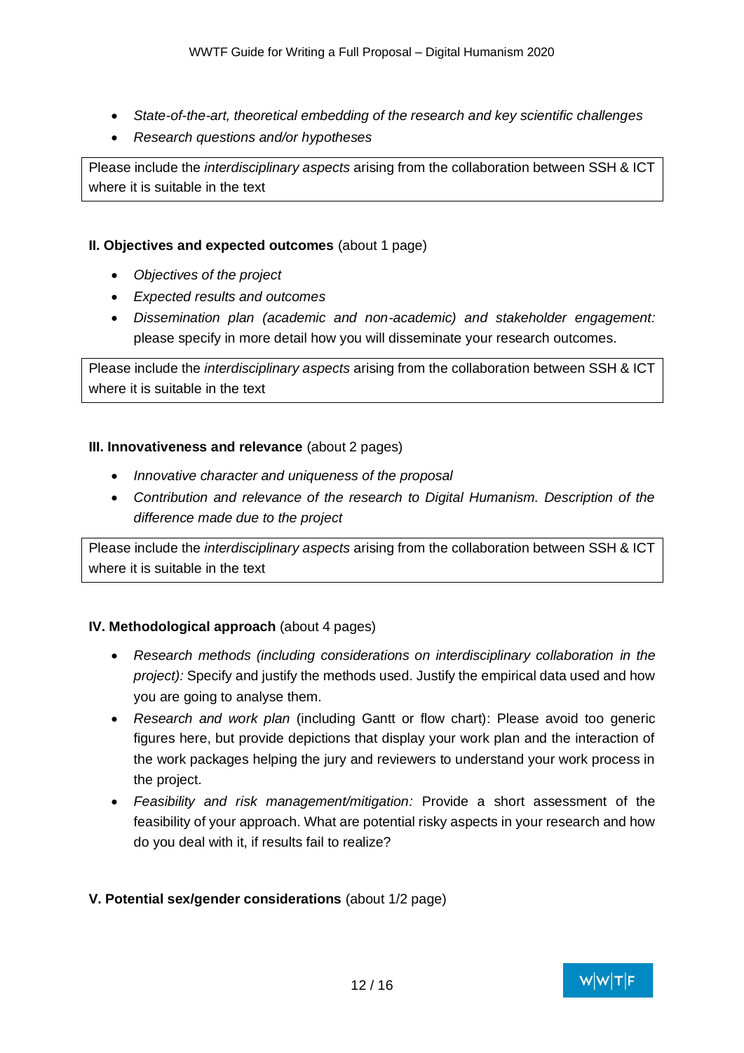- *State-of-the-art, theoretical embedding of the research and key scientific challenges*
- *Research questions and/or hypotheses*

> Please include the *interdisciplinary aspects* arising from the collaboration between SSH & ICT where it is suitable in the text

**II. Objectives and expected outcomes** (about 1 page)

- *Objectives of the project*
- *Expected results and outcomes*
- *Dissemination plan (academic and non-academic) and stakeholder engagement:* please specify in more detail how you will disseminate your research outcomes.

> Please include the *interdisciplinary aspects* arising from the collaboration between SSH & ICT where it is suitable in the text

**III. Innovativeness and relevance** (about 2 pages)

- *Innovative character and uniqueness of the proposal*
- *Contribution and relevance of the research to Digital Humanism. Description of the difference made due to the project*

> Please include the *interdisciplinary aspects* arising from the collaboration between SSH & ICT where it is suitable in the text

**IV. Methodological approach** (about 4 pages)

- *Research methods (including considerations on interdisciplinary collaboration in the project):* Specify and justify the methods used. Justify the empirical data used and how you are going to analyse them.
- *Research and work plan* (including Gantt or flow chart): Please avoid too generic figures here, but provide depictions that display your work plan and the interaction of the work packages helping the jury and reviewers to understand your work process in the project.
- *Feasibility and risk management/mitigation:* Provide a short assessment of the feasibility of your approach. What are potential risky aspects in your research and how do you deal with it, if results fail to realize?

**V. Potential sex/gender considerations** (about 1/2 page)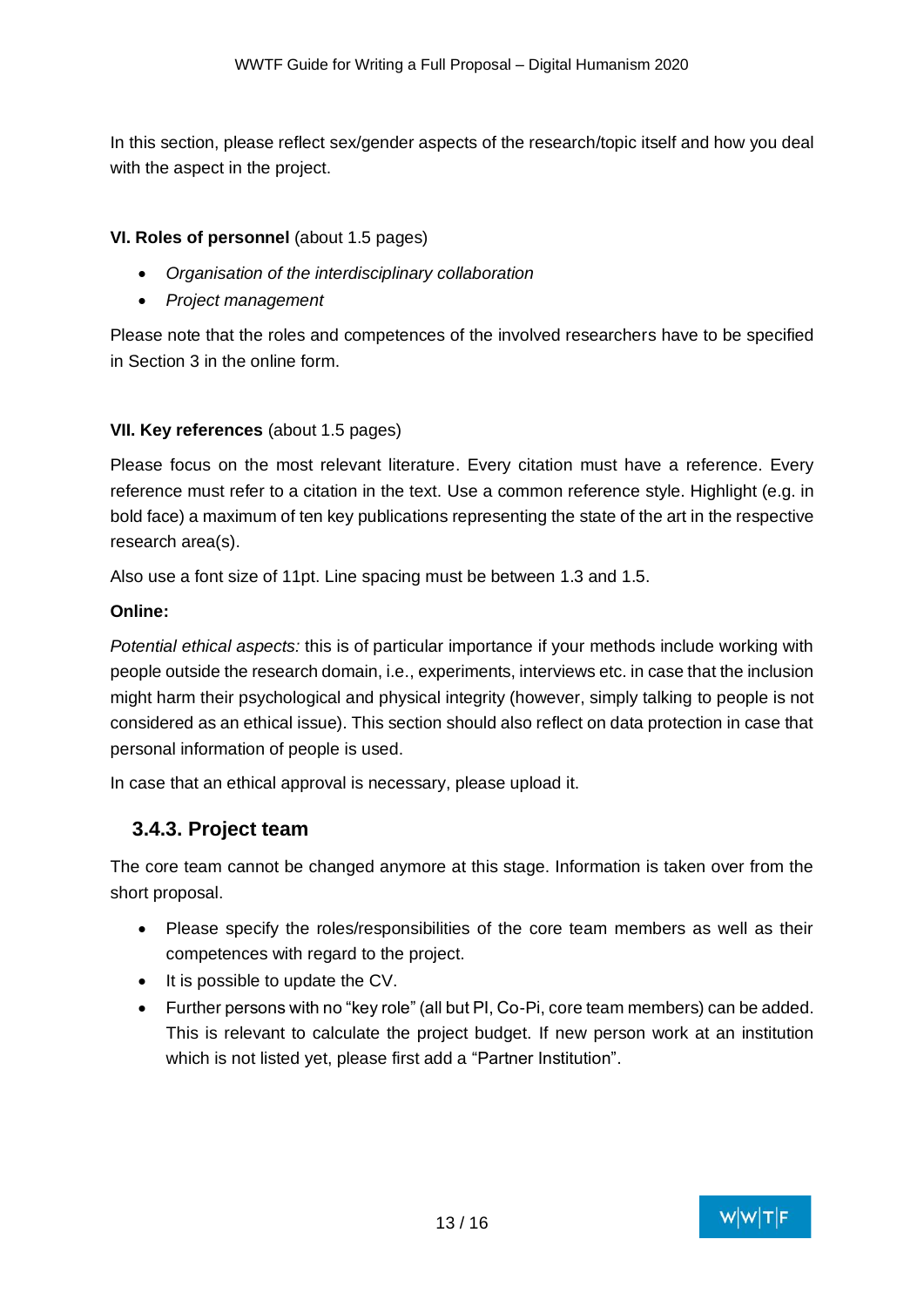In this section, please reflect sex/gender aspects of the research/topic itself and how you deal with the aspect in the project.

**VI. Roles of personnel** (about 1.5 pages)

- *Organisation of the interdisciplinary collaboration*
- *Project management*

Please note that the roles and competences of the involved researchers have to be specified in Section 3 in the online form.

**VII. Key references** (about 1.5 pages)

Please focus on the most relevant literature. Every citation must have a reference. Every reference must refer to a citation in the text. Use a common reference style. Highlight (e.g. in bold face) a maximum of ten key publications representing the state of the art in the respective research area(s).

Also use a font size of 11pt. Line spacing must be between 1.3 and 1.5.

**Online:**

*Potential ethical aspects:* this is of particular importance if your methods include working with people outside the research domain, i.e., experiments, interviews etc. in case that the inclusion might harm their psychological and physical integrity (however, simply talking to people is not considered as an ethical issue). This section should also reflect on data protection in case that personal information of people is used.

In case that an ethical approval is necessary, please upload it.

### 3.4.3. Project team

The core team cannot be changed anymore at this stage. Information is taken over from the short proposal.

- Please specify the roles/responsibilities of the core team members as well as their competences with regard to the project.
- It is possible to update the CV.
- Further persons with no "key role" (all but PI, Co-Pi, core team members) can be added. This is relevant to calculate the project budget. If new person work at an institution which is not listed yet, please first add a "Partner Institution".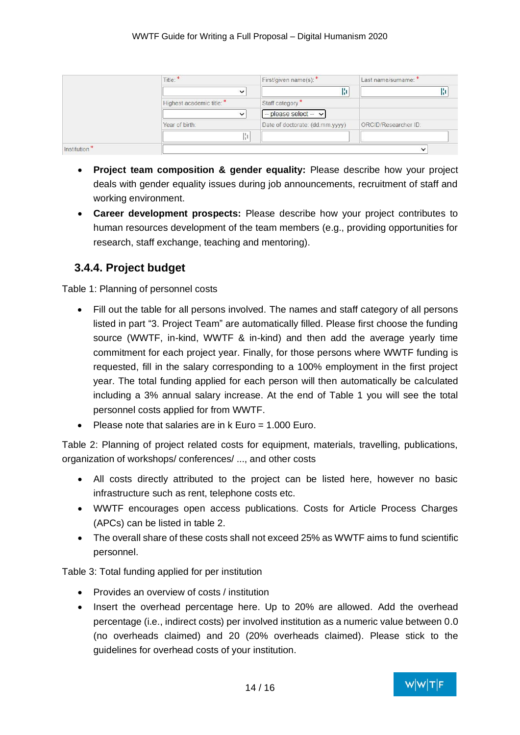| | | | |
|---|---|---|---|
| | Title: * | First/given name(s): * | Last name/surname: * |
| | | | |
| | Highest academic title: * | Staff category * | |
| | | -- please select -- | |
| | Year of birth: | Date of doctorate: (dd.mm.yyyy) | ORCID/Researcher ID: |
| | | | |
| Institution * | | | |

- **Project team composition & gender equality:** Please describe how your project deals with gender equality issues during job announcements, recruitment of staff and working environment.
- **Career development prospects:** Please describe how your project contributes to human resources development of the team members (e.g., providing opportunities for research, staff exchange, teaching and mentoring).

### 3.4.4. Project budget

Table 1: Planning of personnel costs

- Fill out the table for all persons involved. The names and staff category of all persons listed in part "3. Project Team" are automatically filled. Please first choose the funding source (WWTF, in-kind, WWTF & in-kind) and then add the average yearly time commitment for each project year. Finally, for those persons where WWTF funding is requested, fill in the salary corresponding to a 100% employment in the first project year. The total funding applied for each person will then automatically be calculated including a 3% annual salary increase. At the end of Table 1 you will see the total personnel costs applied for from WWTF.
- Please note that salaries are in k Euro = 1.000 Euro.

Table 2: Planning of project related costs for equipment, materials, travelling, publications, organization of workshops/ conferences/ ..., and other costs

- All costs directly attributed to the project can be listed here, however no basic infrastructure such as rent, telephone costs etc.
- WWTF encourages open access publications. Costs for Article Process Charges (APCs) can be listed in table 2.
- The overall share of these costs shall not exceed 25% as WWTF aims to fund scientific personnel.

Table 3: Total funding applied for per institution

- Provides an overview of costs / institution
- Insert the overhead percentage here. Up to 20% are allowed. Add the overhead percentage (i.e., indirect costs) per involved institution as a numeric value between 0.0 (no overheads claimed) and 20 (20% overheads claimed). Please stick to the guidelines for overhead costs of your institution.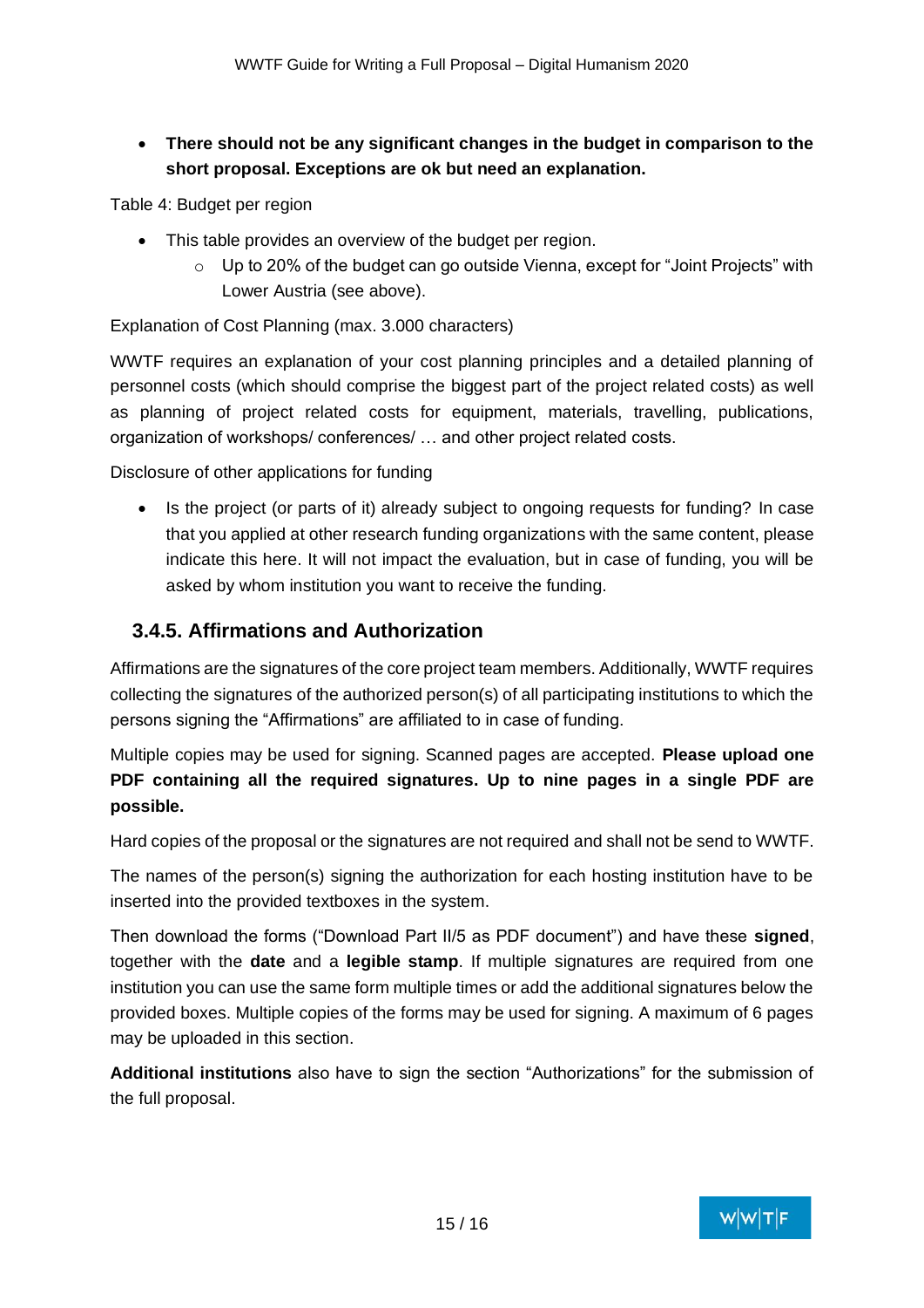- **There should not be any significant changes in the budget in comparison to the short proposal. Exceptions are ok but need an explanation.**

Table 4: Budget per region

- This table provides an overview of the budget per region.
  - Up to 20% of the budget can go outside Vienna, except for "Joint Projects" with Lower Austria (see above).

Explanation of Cost Planning (max. 3.000 characters)

WWTF requires an explanation of your cost planning principles and a detailed planning of personnel costs (which should comprise the biggest part of the project related costs) as well as planning of project related costs for equipment, materials, travelling, publications, organization of workshops/ conferences/ … and other project related costs.

Disclosure of other applications for funding

- Is the project (or parts of it) already subject to ongoing requests for funding? In case that you applied at other research funding organizations with the same content, please indicate this here. It will not impact the evaluation, but in case of funding, you will be asked by whom institution you want to receive the funding.

### 3.4.5. Affirmations and Authorization

Affirmations are the signatures of the core project team members. Additionally, WWTF requires collecting the signatures of the authorized person(s) of all participating institutions to which the persons signing the "Affirmations" are affiliated to in case of funding.

Multiple copies may be used for signing. Scanned pages are accepted. **Please upload one PDF containing all the required signatures. Up to nine pages in a single PDF are possible.**

Hard copies of the proposal or the signatures are not required and shall not be send to WWTF.

The names of the person(s) signing the authorization for each hosting institution have to be inserted into the provided textboxes in the system.

Then download the forms ("Download Part II/5 as PDF document") and have these **signed**, together with the **date** and a **legible stamp**. If multiple signatures are required from one institution you can use the same form multiple times or add the additional signatures below the provided boxes. Multiple copies of the forms may be used for signing. A maximum of 6 pages may be uploaded in this section.

**Additional institutions** also have to sign the section "Authorizations" for the submission of the full proposal.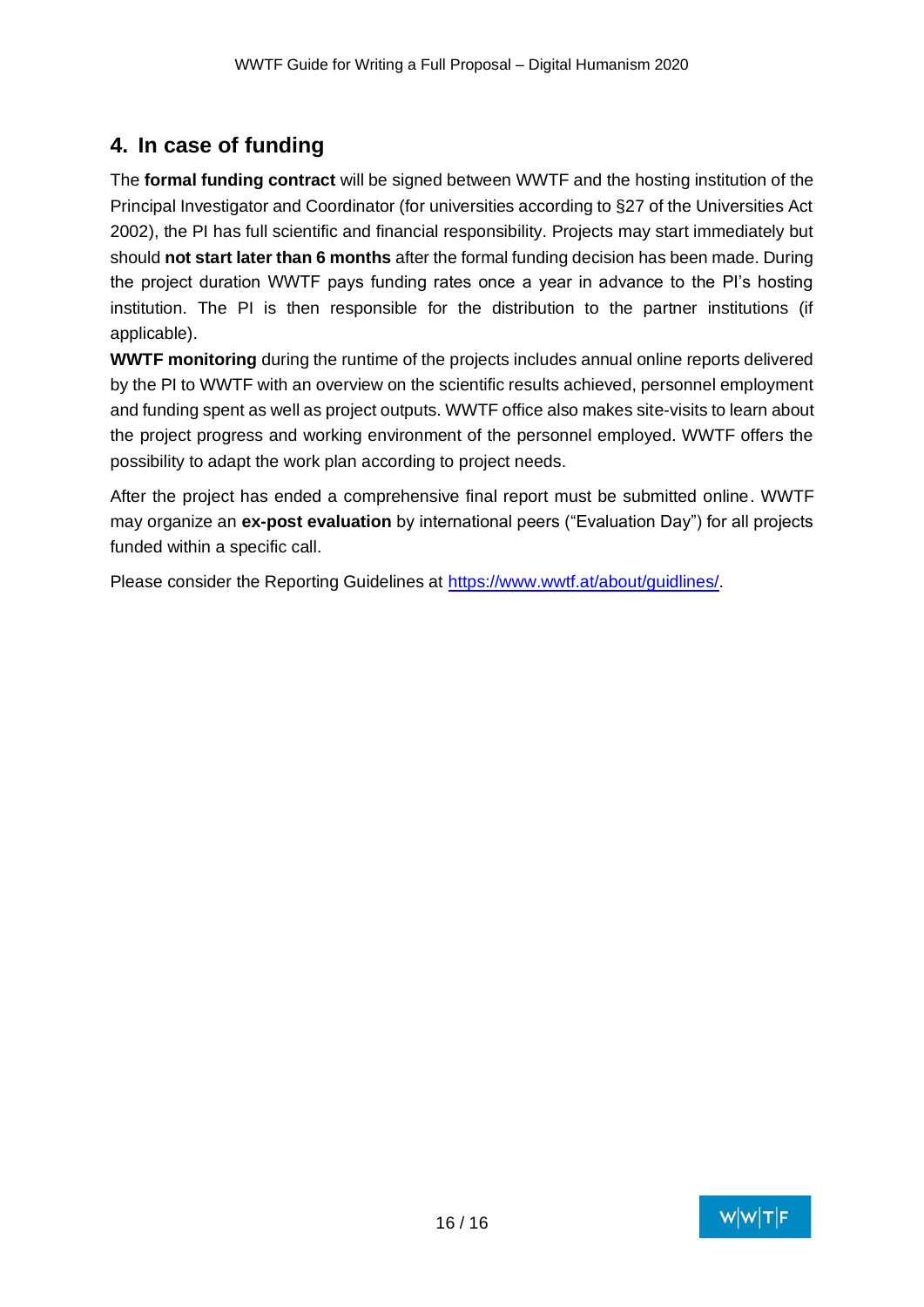## 4. In case of funding

The **formal funding contract** will be signed between WWTF and the hosting institution of the Principal Investigator and Coordinator (for universities according to §27 of the Universities Act 2002), the PI has full scientific and financial responsibility. Projects may start immediately but should **not start later than 6 months** after the formal funding decision has been made. During the project duration WWTF pays funding rates once a year in advance to the PI's hosting institution. The PI is then responsible for the distribution to the partner institutions (if applicable).

**WWTF monitoring** during the runtime of the projects includes annual online reports delivered by the PI to WWTF with an overview on the scientific results achieved, personnel employment and funding spent as well as project outputs. WWTF office also makes site-visits to learn about the project progress and working environment of the personnel employed. WWTF offers the possibility to adapt the work plan according to project needs.

After the project has ended a comprehensive final report must be submitted online. WWTF may organize an **ex-post evaluation** by international peers ("Evaluation Day") for all projects funded within a specific call.

Please consider the Reporting Guidelines at [https://www.wwtf.at/about/guidlines/](https://www.wwtf.at/about/guidlines/).